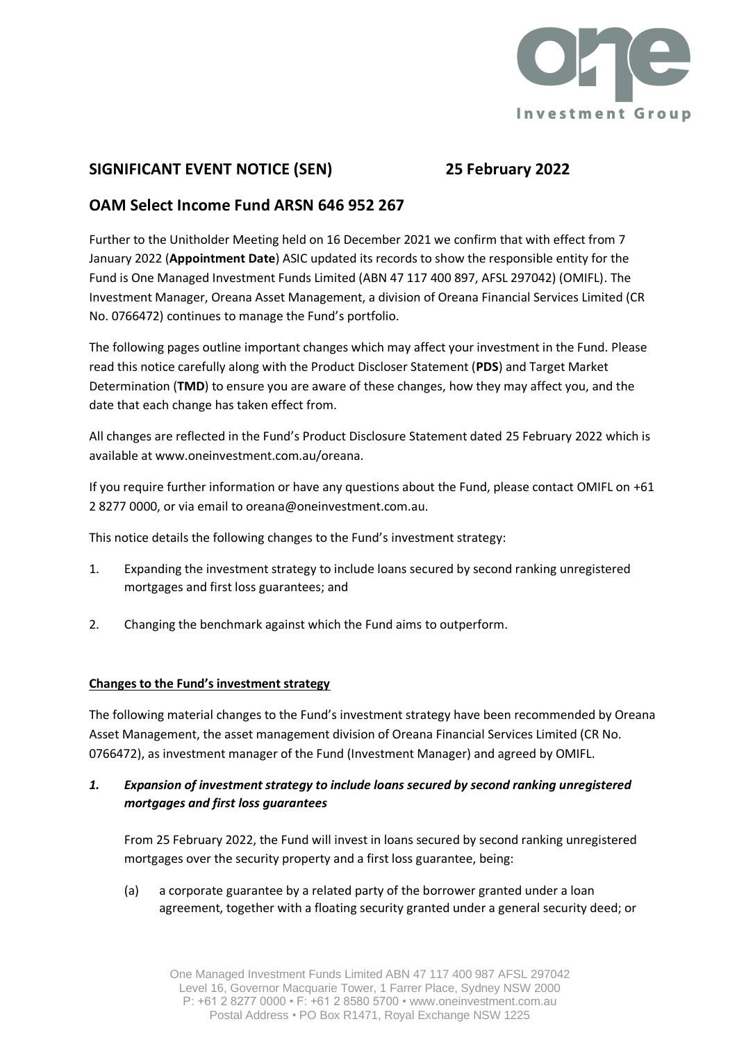## SIGNIFICANT EVENT NOTICE (SEN) 25 February 2022

## OAM Select Income Fund ARSN 646 952 267

Further to the Unitholder Meeting held on 16 December 2021 we confirm that with effect from 7 January 2022 (**Appointment Date**) ASIC updated its records to show the responsible entity for the Fund is One Managed Investment Funds Limited (ABN 47 117 400 897, AFSL 297042) (OMIFL). The Investment Manager, Oreana Asset Management, a division of Oreana Financial Services Limited (CR No. 0766472) continues to manage the Fund's portfolio.

The following pages outline important changes which may affect your investment in the Fund. Please read this notice carefully along with the Product Discloser Statement (**PDS**) and Target Market Determination (**TMD**) to ensure you are aware of these changes, how they may affect you, and the date that each change has taken effect from.

All changes are reflected in the Fund's Product Disclosure Statement dated 25 February 2022 which is available at www.oneinvestment.com.au/oreana.

If you require further information or have any questions about the Fund, please contact OMIFL on +61 2 8277 0000, or via email to oreana@oneinvestment.com.au.

This notice details the following changes to the Fund's investment strategy:

1. Expanding the investment strategy to include loans secured by second ranking unregistered mortgages and first loss guarantees; and

2. Changing the benchmark against which the Fund aims to outperform.

**Changes to the Fund's investment strategy**

The following material changes to the Fund's investment strategy have been recommended by Oreana Asset Management, the asset management division of Oreana Financial Services Limited (CR No. 0766472), as investment manager of the Fund (Investment Manager) and agreed by OMIFL.

***1. Expansion of investment strategy to include loans secured by second ranking unregistered mortgages and first loss guarantees***

From 25 February 2022, the Fund will invest in loans secured by second ranking unregistered mortgages over the security property and a first loss guarantee, being:

(a) a corporate guarantee by a related party of the borrower granted under a loan agreement, together with a floating security granted under a general security deed; or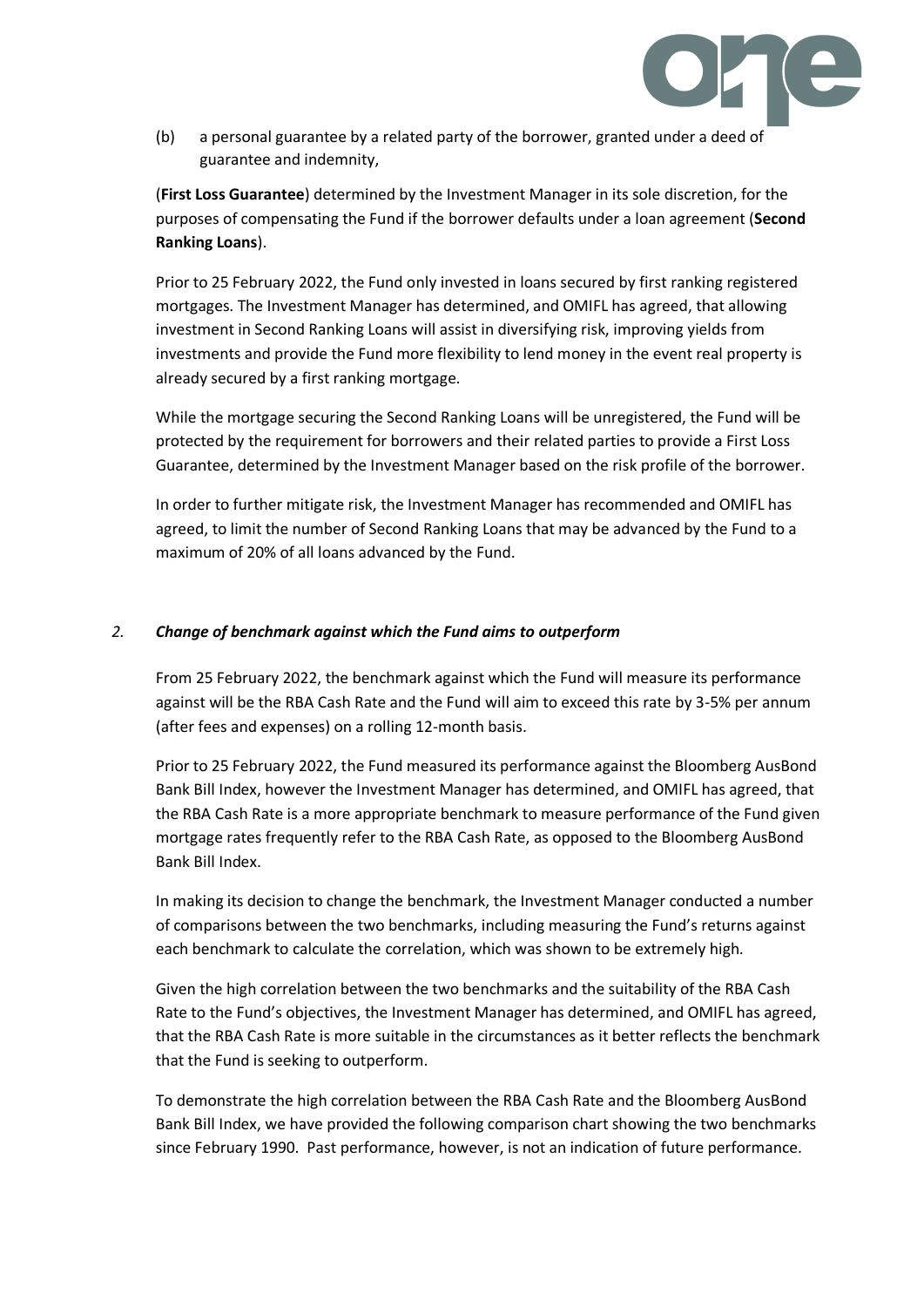(b) a personal guarantee by a related party of the borrower, granted under a deed of guarantee and indemnity,

(**First Loss Guarantee**) determined by the Investment Manager in its sole discretion, for the purposes of compensating the Fund if the borrower defaults under a loan agreement (**Second Ranking Loans**).

Prior to 25 February 2022, the Fund only invested in loans secured by first ranking registered mortgages. The Investment Manager has determined, and OMIFL has agreed, that allowing investment in Second Ranking Loans will assist in diversifying risk, improving yields from investments and provide the Fund more flexibility to lend money in the event real property is already secured by a first ranking mortgage.

While the mortgage securing the Second Ranking Loans will be unregistered, the Fund will be protected by the requirement for borrowers and their related parties to provide a First Loss Guarantee, determined by the Investment Manager based on the risk profile of the borrower.

In order to further mitigate risk, the Investment Manager has recommended and OMIFL has agreed, to limit the number of Second Ranking Loans that may be advanced by the Fund to a maximum of 20% of all loans advanced by the Fund.

### *2. Change of benchmark against which the Fund aims to outperform*

From 25 February 2022, the benchmark against which the Fund will measure its performance against will be the RBA Cash Rate and the Fund will aim to exceed this rate by 3-5% per annum (after fees and expenses) on a rolling 12-month basis.

Prior to 25 February 2022, the Fund measured its performance against the Bloomberg AusBond Bank Bill Index, however the Investment Manager has determined, and OMIFL has agreed, that the RBA Cash Rate is a more appropriate benchmark to measure performance of the Fund given mortgage rates frequently refer to the RBA Cash Rate, as opposed to the Bloomberg AusBond Bank Bill Index.

In making its decision to change the benchmark, the Investment Manager conducted a number of comparisons between the two benchmarks, including measuring the Fund's returns against each benchmark to calculate the correlation, which was shown to be extremely high.

Given the high correlation between the two benchmarks and the suitability of the RBA Cash Rate to the Fund's objectives, the Investment Manager has determined, and OMIFL has agreed, that the RBA Cash Rate is more suitable in the circumstances as it better reflects the benchmark that the Fund is seeking to outperform.

To demonstrate the high correlation between the RBA Cash Rate and the Bloomberg AusBond Bank Bill Index, we have provided the following comparison chart showing the two benchmarks since February 1990. Past performance, however, is not an indication of future performance.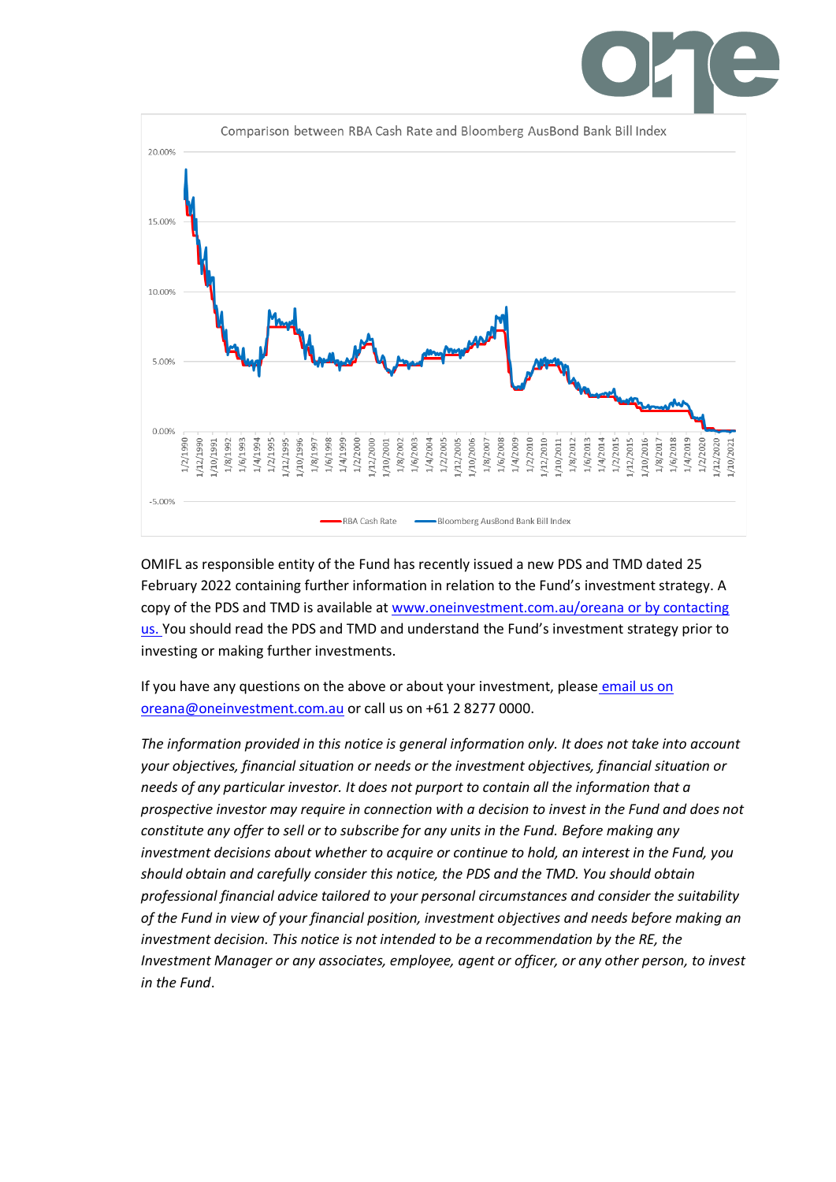Comparison between RBA Cash Rate and Bloomberg AusBond Bank Bill Index

20.00%
15.00%
10.00%
5.00%
0.00%
-5.00%

1/2/1990
1/12/1990
1/10/1991
1/8/1992
1/6/1993
1/4/1994
1/2/1995
1/12/1995
1/10/1996
1/8/1997
1/6/1998
1/4/1999
1/2/2000
1/12/2000
1/10/2001
1/8/2002
1/6/2003
1/4/2004
1/2/2005
1/12/2005
1/10/2006
1/8/2007
1/6/2008
1/4/2009
1/2/2010
1/12/2010
1/10/2011
1/8/2012
1/6/2013
1/4/2014
1/2/2015
1/12/2015
1/10/2016
1/8/2017
1/6/2018
1/4/2019
1/2/2020
1/12/2020
1/10/2021

RBA Cash Rate
Bloomberg AusBond Bank Bill Index

OMIFL as responsible entity of the Fund has recently issued a new PDS and TMD dated 25 February 2022 containing further information in relation to the Fund's investment strategy. A copy of the PDS and TMD is available at www.oneinvestment.com.au/oreana or by contacting us. You should read the PDS and TMD and understand the Fund's investment strategy prior to investing or making further investments.

If you have any questions on the above or about your investment, please email us on oreana@oneinvestment.com.au or call us on +61 2 8277 0000.

*The information provided in this notice is general information only. It does not take into account your objectives, financial situation or needs or the investment objectives, financial situation or needs of any particular investor. It does not purport to contain all the information that a prospective investor may require in connection with a decision to invest in the Fund and does not constitute any offer to sell or to subscribe for any units in the Fund. Before making any investment decisions about whether to acquire or continue to hold, an interest in the Fund, you should obtain and carefully consider this notice, the PDS and the TMD. You should obtain professional financial advice tailored to your personal circumstances and consider the suitability of the Fund in view of your financial position, investment objectives and needs before making an investment decision. This notice is not intended to be a recommendation by the RE, the Investment Manager or any associates, employee, agent or officer, or any other person, to invest in the Fund*.